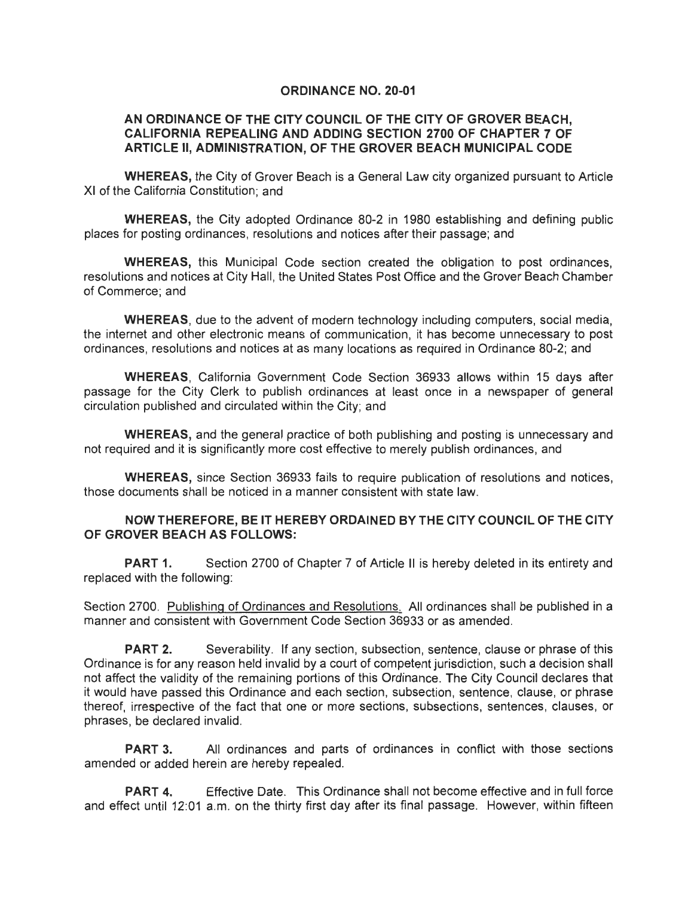# ORDINANCE NO. 20-01

## AN ORDINANCE OF THE CITY COUNCIL OF THE CITY OF GROVER BEACH, CALIFORNIA REPEALING AND ADDING SECTION 2700 OF CHAPTER 7 OF ARTICLE II, ADMINISTRATION, OF THE GROVER BEACH MUNICIPAL CODE

**WHEREAS,** the City of Grover Beach is a General Law city organized pursuant to Article XI of the California Constitution; and

**WHEREAS,** the City adopted Ordinance 80-2 in 1980 establishing and defining public places for posting ordinances, resolutions and notices after their passage; and

**WHEREAS,** this Municipal Code section created the obligation to post ordinances, resolutions and notices at City Hall, the United States Post Office and the Grover Beach Chamber of Commerce; and

**WHEREAS**, due to the advent of modern technology including computers, social media, the internet and other electronic means of communication, it has become unnecessary to post ordinances, resolutions and notices at as many locations as required in Ordinance 80-2; and

**WHEREAS**, California Government Code Section 36933 allows within 15 days after passage for the City Clerk to publish ordinances at least once in a newspaper of general circulation published and circulated within the City; and

**WHEREAS,** and the general practice of both publishing and posting is unnecessary and not required and it is significantly more cost effective to merely publish ordinances, and

**WHEREAS,** since Section 36933 fails to require publication of resolutions and notices, those documents shall be noticed in a manner consistent with state law.

**NOW THEREFORE, BE IT HEREBY ORDAINED BY THE CITY COUNCIL OF THE CITY OF GROVER BEACH AS FOLLOWS:**

**PART 1.** Section 2700 of Chapter 7 of Article II is hereby deleted in its entirety and replaced with the following:

Section 2700. Publishing of Ordinances and Resolutions. All ordinances shall be published in a manner and consistent with Government Code Section 36933 or as amended.

**PART 2.** Severability. If any section, subsection, sentence, clause or phrase of this Ordinance is for any reason held invalid by a court of competent jurisdiction, such a decision shall not affect the validity of the remaining portions of this Ordinance. The City Council declares that it would have passed this Ordinance and each section, subsection, sentence, clause, or phrase thereof, irrespective of the fact that one or more sections, subsections, sentences, clauses, or phrases, be declared invalid.

**PART 3.** All ordinances and parts of ordinances in conflict with those sections amended or added herein are hereby repealed.

**PART 4.** Effective Date. This Ordinance shall not become effective and in full force and effect until 12:01 a.m. on the thirty first day after its final passage. However, within fifteen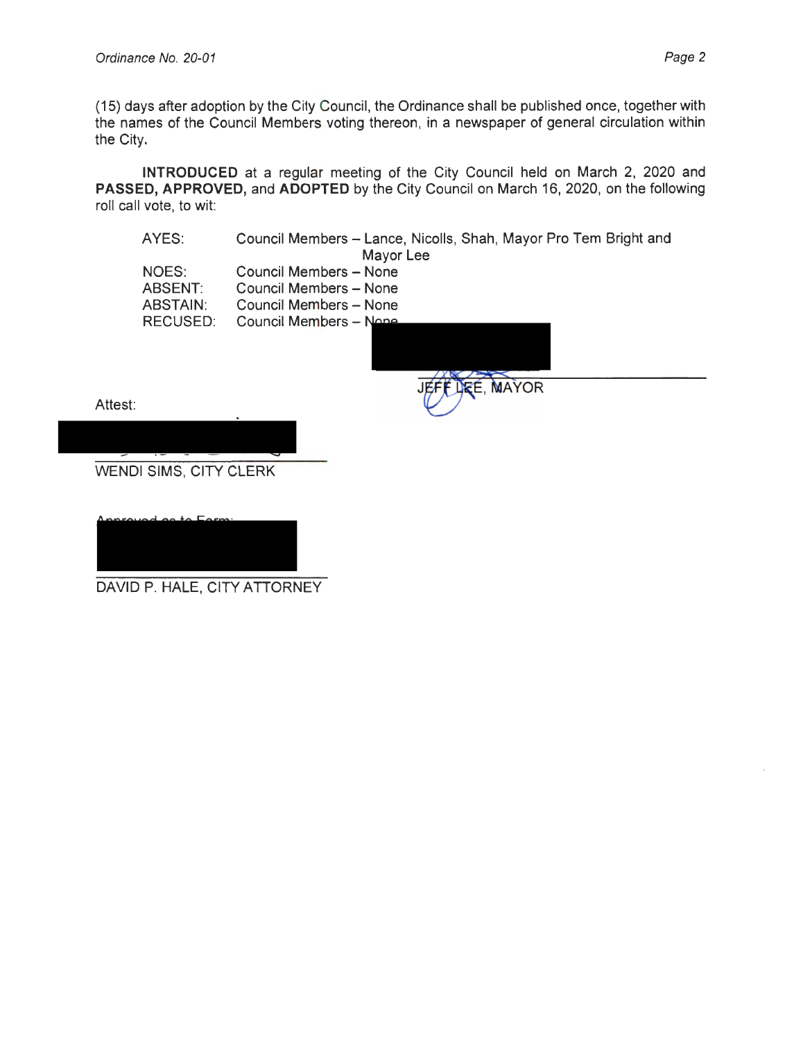(15) days after adoption by the City Council, the Ordinance shall be published once, together with the names of the Council Members voting thereon, in a newspaper of general circulation within the City.

**INTRODUCED** at a regular meeting of the City Council held on March 2, 2020 and **PASSED, APPROVED,** and **ADOPTED** by the City Council on March 16, 2020, on the following roll call vote, to wit:

AYES: Council Members – Lance, Nicolls, Shah, Mayor Pro Tem Bright and Mayor Lee
NOES: Council Members – None
ABSENT: Council Members – None
ABSTAIN: Council Members – None
RECUSED: Council Members – None

JEFF LEE, MAYOR

Attest:

WENDI SIMS, CITY CLERK

Approved as to Form:

DAVID P. HALE, CITY ATTORNEY